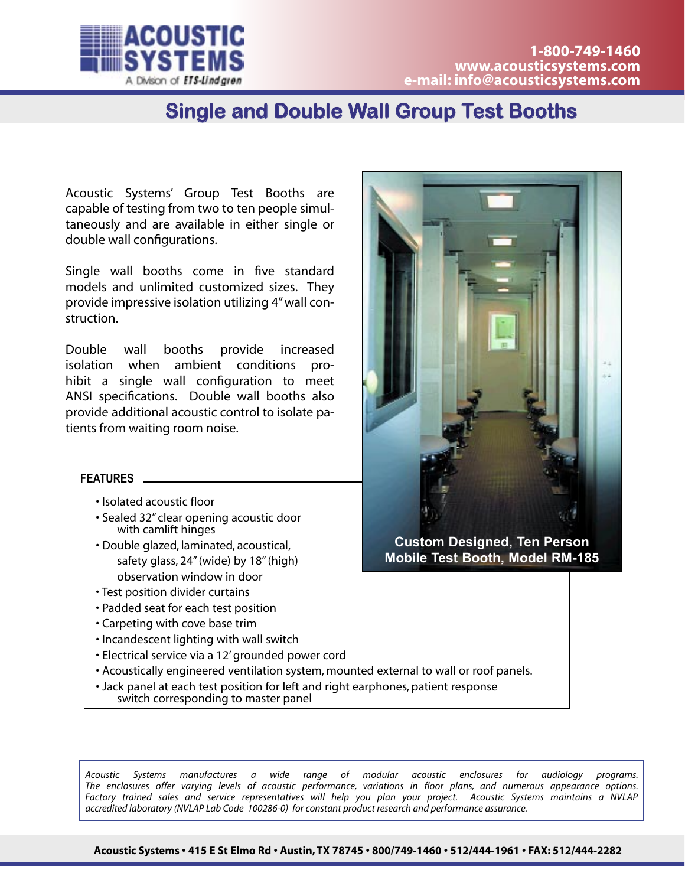ACOUSTIC SYSTEMS
A Division of ETS-Lindgren

1-800-749-1460
www.acousticsystems.com
e-mail: info@acousticsystems.com

# Single and Double Wall Group Test Booths

Acoustic Systems' Group Test Booths are capable of testing from two to ten people simultaneously and are available in either single or double wall configurations.

Single wall booths come in five standard models and unlimited customized sizes. They provide impressive isolation utilizing 4" wall construction.

Double wall booths provide increased isolation when ambient conditions prohibit a single wall configuration to meet ANSI specifications. Double wall booths also provide additional acoustic control to isolate patients from waiting room noise.

Custom Designed, Ten Person Mobile Test Booth, Model RM-185

## FEATURES

- Isolated acoustic floor
- Sealed 32" clear opening acoustic door with camlift hinges
- Double glazed, laminated, acoustical, safety glass, 24" (wide) by 18" (high) observation window in door
- Test position divider curtains
- Padded seat for each test position
- Carpeting with cove base trim
- Incandescent lighting with wall switch
- Electrical service via a 12' grounded power cord
- Acoustically engineered ventilation system, mounted external to wall or roof panels.
- Jack panel at each test position for left and right earphones, patient response switch corresponding to master panel

*Acoustic Systems manufactures a wide range of modular acoustic enclosures for audiology programs. The enclosures offer varying levels of acoustic performance, variations in floor plans, and numerous appearance options. Factory trained sales and service representatives will help you plan your project. Acoustic Systems maintains a NVLAP accredited laboratory (NVLAP Lab Code 100286-0) for constant product research and performance assurance.*

**Acoustic Systems • 415 E St Elmo Rd • Austin, TX 78745 • 800/749-1460 • 512/444-1961 • FAX: 512/444-2282**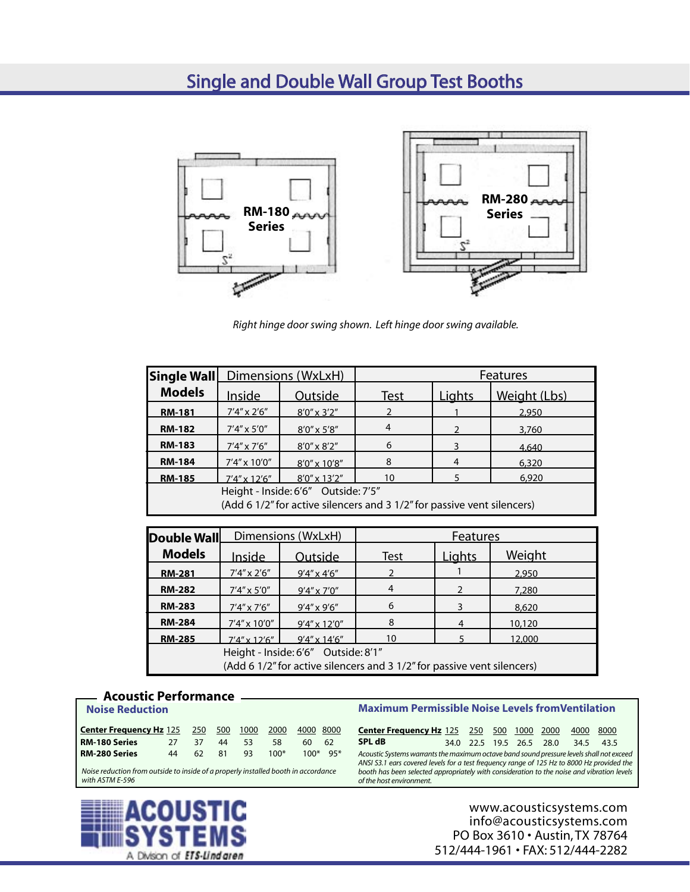# Single and Double Wall Group Test Booths

RM-180 Series

RM-280 Series

*Right hinge door swing shown. Left hinge door swing available.*

| Single Wall Models | Dimensions (WxLxH) | | Features | | |
|---|---|---|---|---|---|
| | Inside | Outside | Test | Lights | Weight (Lbs) |
| **RM-181** | 7'4" x 2'6" | 8'0" x 3'2" | 2 | 1 | 2,950 |
| **RM-182** | 7'4" x 5'0" | 8'0" x 5'8" | 4 | 2 | 3,760 |
| **RM-183** | 7'4" x 7'6" | 8'0" x 8'2" | 6 | 3 | 4,640 |
| **RM-184** | 7'4" x 10'0" | 8'0" x 10'8" | 8 | 4 | 6,320 |
| **RM-185** | 7'4" x 12'6" | 8'0" x 13'2" | 10 | 5 | 6,920 |
| | Height - Inside: 6'6" Outside: 7'5" (Add 6 1/2" for active silencers and 3 1/2" for passive vent silencers) | | | | |

| Double Wall Models | Dimensions (WxLxH) | | Features | | |
|---|---|---|---|---|---|
| | Inside | Outside | Test | Lights | Weight |
| **RM-281** | 7'4" x 2'6" | 9'4" x 4'6" | 2 | 1 | 2,950 |
| **RM-282** | 7'4" x 5'0" | 9'4" x 7'0" | 4 | 2 | 7,280 |
| **RM-283** | 7'4" x 7'6" | 9'4" x 9'6" | 6 | 3 | 8,620 |
| **RM-284** | 7'4" x 10'0" | 9'4" x 12'0" | 8 | 4 | 10,120 |
| **RM-285** | 7'4" x 12'6" | 9'4" x 14'6" | 10 | 5 | 12,000 |
| | Height - Inside: 6'6" Outside: 8'1" (Add 6 1/2" for active silencers and 3 1/2" for passive vent silencers) | | | | |

## Acoustic Performance

### Noise Reduction

| Center Frequency Hz | 125 | 250 | 500 | 1000 | 2000 | 4000 | 8000 |
|---|---|---|---|---|---|---|---|
| **RM-180 Series** | 27 | 37 | 44 | 53 | 58 | 60 | 62 |
| **RM-280 Series** | 44 | 62 | 81 | 93 | 100* | 100* | 95* |

*Noise reduction from outside to inside of a properly installed booth in accordance with ASTM E-596*

### Maximum Permissible Noise Levels fromVentilation

| Center Frequency Hz | 125 | 250 | 500 | 1000 | 2000 | 4000 | 8000 |
|---|---|---|---|---|---|---|---|
| **SPL dB** | 34.0 | 22.5 | 19.5 | 26.5 | 28.0 | 34.5 | 43.5 |

*Acoustic Systems warrants the maximum octave band sound pressure levels shall not exceed ANSI S3.1 ears covered levels for a test frequency range of 125 Hz to 8000 Hz provided the booth has been selected appropriately with consideration to the noise and vibration levels of the host environment.*

**ACOUSTIC SYSTEMS**
A Division of ETS-Lindgren

www.acousticsystems.com
info@acousticsystems.com
PO Box 3610 • Austin, TX 78764
512/444-1961 • FAX: 512/444-2282